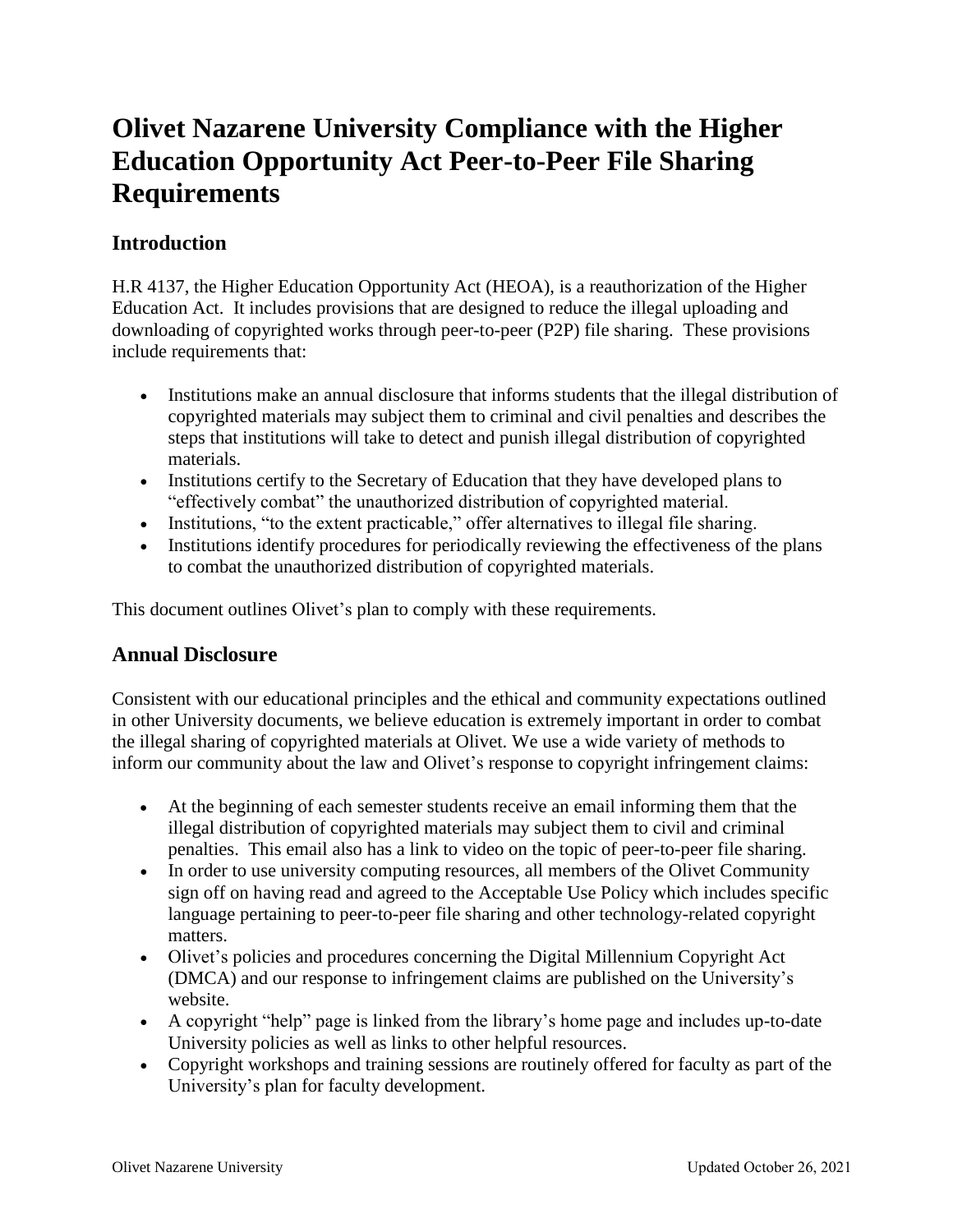# Olivet Nazarene University Compliance with the Higher Education Opportunity Act Peer-to-Peer File Sharing Requirements

## Introduction

H.R 4137, the Higher Education Opportunity Act (HEOA), is a reauthorization of the Higher Education Act. It includes provisions that are designed to reduce the illegal uploading and downloading of copyrighted works through peer-to-peer (P2P) file sharing. These provisions include requirements that:

- Institutions make an annual disclosure that informs students that the illegal distribution of copyrighted materials may subject them to criminal and civil penalties and describes the steps that institutions will take to detect and punish illegal distribution of copyrighted materials.
- Institutions certify to the Secretary of Education that they have developed plans to "effectively combat" the unauthorized distribution of copyrighted material.
- Institutions, "to the extent practicable," offer alternatives to illegal file sharing.
- Institutions identify procedures for periodically reviewing the effectiveness of the plans to combat the unauthorized distribution of copyrighted materials.

This document outlines Olivet's plan to comply with these requirements.

## Annual Disclosure

Consistent with our educational principles and the ethical and community expectations outlined in other University documents, we believe education is extremely important in order to combat the illegal sharing of copyrighted materials at Olivet. We use a wide variety of methods to inform our community about the law and Olivet's response to copyright infringement claims:

- At the beginning of each semester students receive an email informing them that the illegal distribution of copyrighted materials may subject them to civil and criminal penalties. This email also has a link to video on the topic of peer-to-peer file sharing.
- In order to use university computing resources, all members of the Olivet Community sign off on having read and agreed to the Acceptable Use Policy which includes specific language pertaining to peer-to-peer file sharing and other technology-related copyright matters.
- Olivet's policies and procedures concerning the Digital Millennium Copyright Act (DMCA) and our response to infringement claims are published on the University's website.
- A copyright "help" page is linked from the library's home page and includes up-to-date University policies as well as links to other helpful resources.
- Copyright workshops and training sessions are routinely offered for faculty as part of the University's plan for faculty development.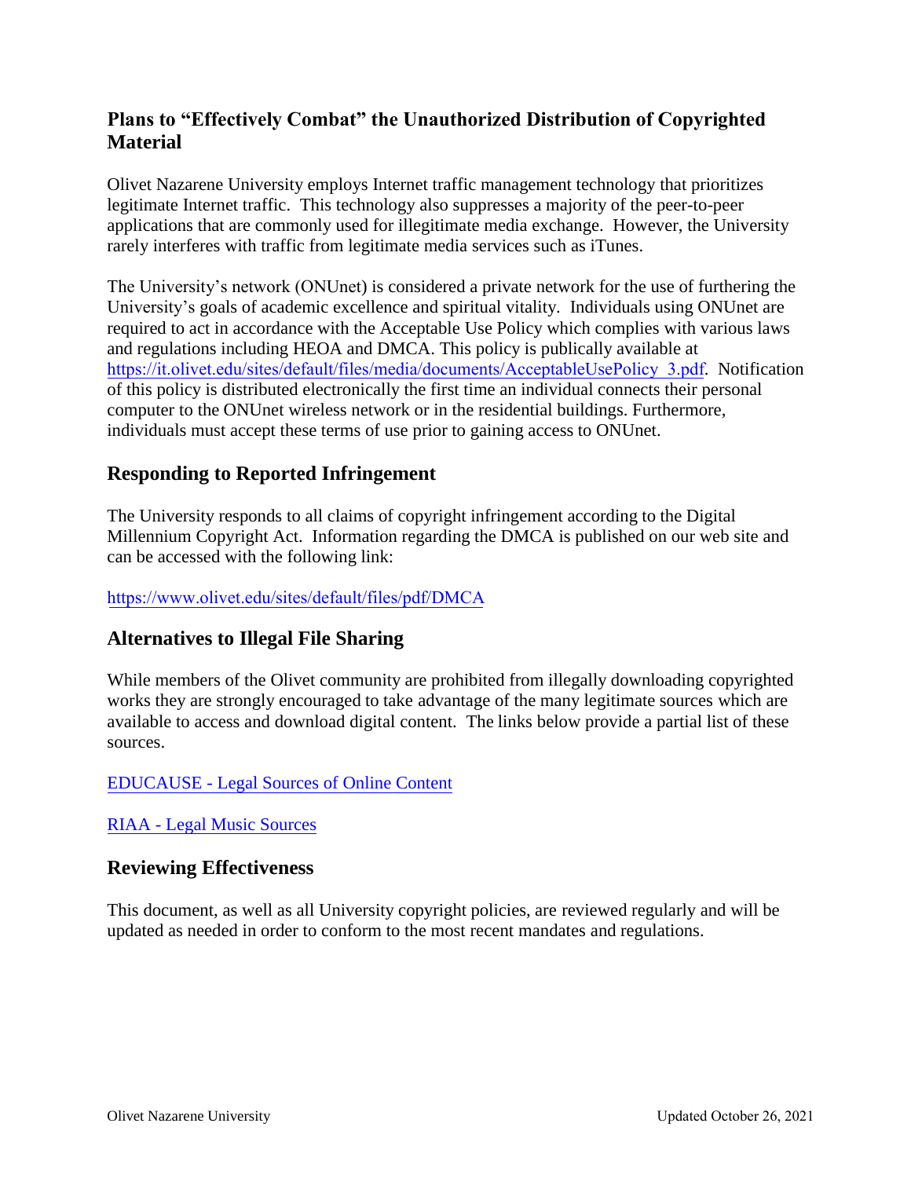## Plans to "Effectively Combat" the Unauthorized Distribution of Copyrighted Material

Olivet Nazarene University employs Internet traffic management technology that prioritizes legitimate Internet traffic. This technology also suppresses a majority of the peer-to-peer applications that are commonly used for illegitimate media exchange. However, the University rarely interferes with traffic from legitimate media services such as iTunes.

The University's network (ONUnet) is considered a private network for the use of furthering the University's goals of academic excellence and spiritual vitality. Individuals using ONUnet are required to act in accordance with the Acceptable Use Policy which complies with various laws and regulations including HEOA and DMCA. This policy is publically available at https://it.olivet.edu/sites/default/files/media/documents/AcceptableUsePolicy_3.pdf. Notification of this policy is distributed electronically the first time an individual connects their personal computer to the ONUnet wireless network or in the residential buildings. Furthermore, individuals must accept these terms of use prior to gaining access to ONUnet.

## Responding to Reported Infringement

The University responds to all claims of copyright infringement according to the Digital Millennium Copyright Act. Information regarding the DMCA is published on our web site and can be accessed with the following link:

https://www.olivet.edu/sites/default/files/pdf/DMCA

## Alternatives to Illegal File Sharing

While members of the Olivet community are prohibited from illegally downloading copyrighted works they are strongly encouraged to take advantage of the many legitimate sources which are available to access and download digital content. The links below provide a partial list of these sources.

EDUCAUSE - Legal Sources of Online Content

RIAA - Legal Music Sources

## Reviewing Effectiveness

This document, as well as all University copyright policies, are reviewed regularly and will be updated as needed in order to conform to the most recent mandates and regulations.